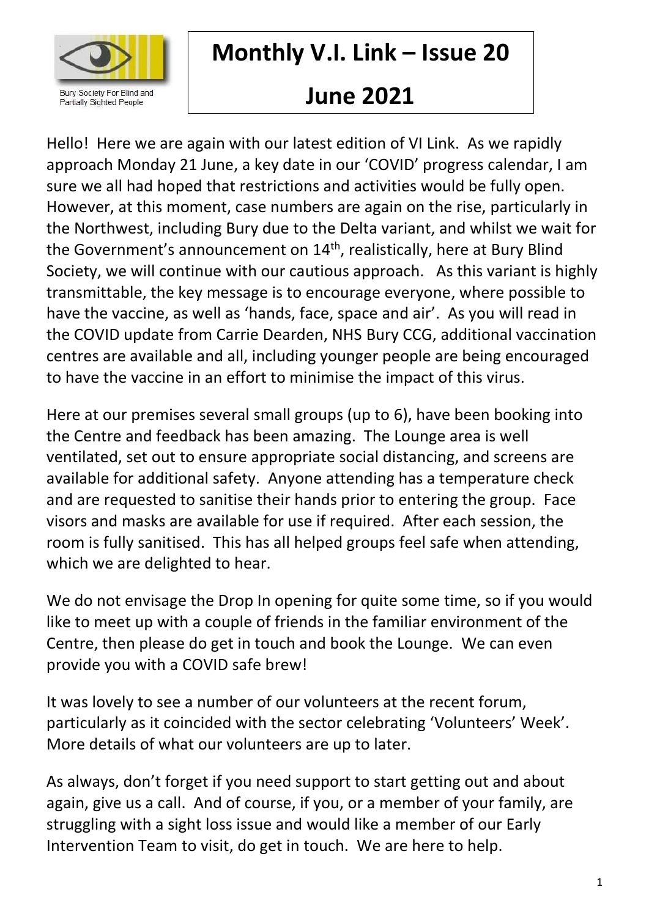Bury Society For Blind and Partially Sighted People

# Monthly V.I. Link – Issue 20

# June 2021

Hello! Here we are again with our latest edition of VI Link. As we rapidly approach Monday 21 June, a key date in our 'COVID' progress calendar, I am sure we all had hoped that restrictions and activities would be fully open. However, at this moment, case numbers are again on the rise, particularly in the Northwest, including Bury due to the Delta variant, and whilst we wait for the Government's announcement on 14th, realistically, here at Bury Blind Society, we will continue with our cautious approach. As this variant is highly transmittable, the key message is to encourage everyone, where possible to have the vaccine, as well as 'hands, face, space and air'. As you will read in the COVID update from Carrie Dearden, NHS Bury CCG, additional vaccination centres are available and all, including younger people are being encouraged to have the vaccine in an effort to minimise the impact of this virus.

Here at our premises several small groups (up to 6), have been booking into the Centre and feedback has been amazing. The Lounge area is well ventilated, set out to ensure appropriate social distancing, and screens are available for additional safety. Anyone attending has a temperature check and are requested to sanitise their hands prior to entering the group. Face visors and masks are available for use if required. After each session, the room is fully sanitised. This has all helped groups feel safe when attending, which we are delighted to hear.

We do not envisage the Drop In opening for quite some time, so if you would like to meet up with a couple of friends in the familiar environment of the Centre, then please do get in touch and book the Lounge. We can even provide you with a COVID safe brew!

It was lovely to see a number of our volunteers at the recent forum, particularly as it coincided with the sector celebrating 'Volunteers' Week'. More details of what our volunteers are up to later.

As always, don't forget if you need support to start getting out and about again, give us a call. And of course, if you, or a member of your family, are struggling with a sight loss issue and would like a member of our Early Intervention Team to visit, do get in touch. We are here to help.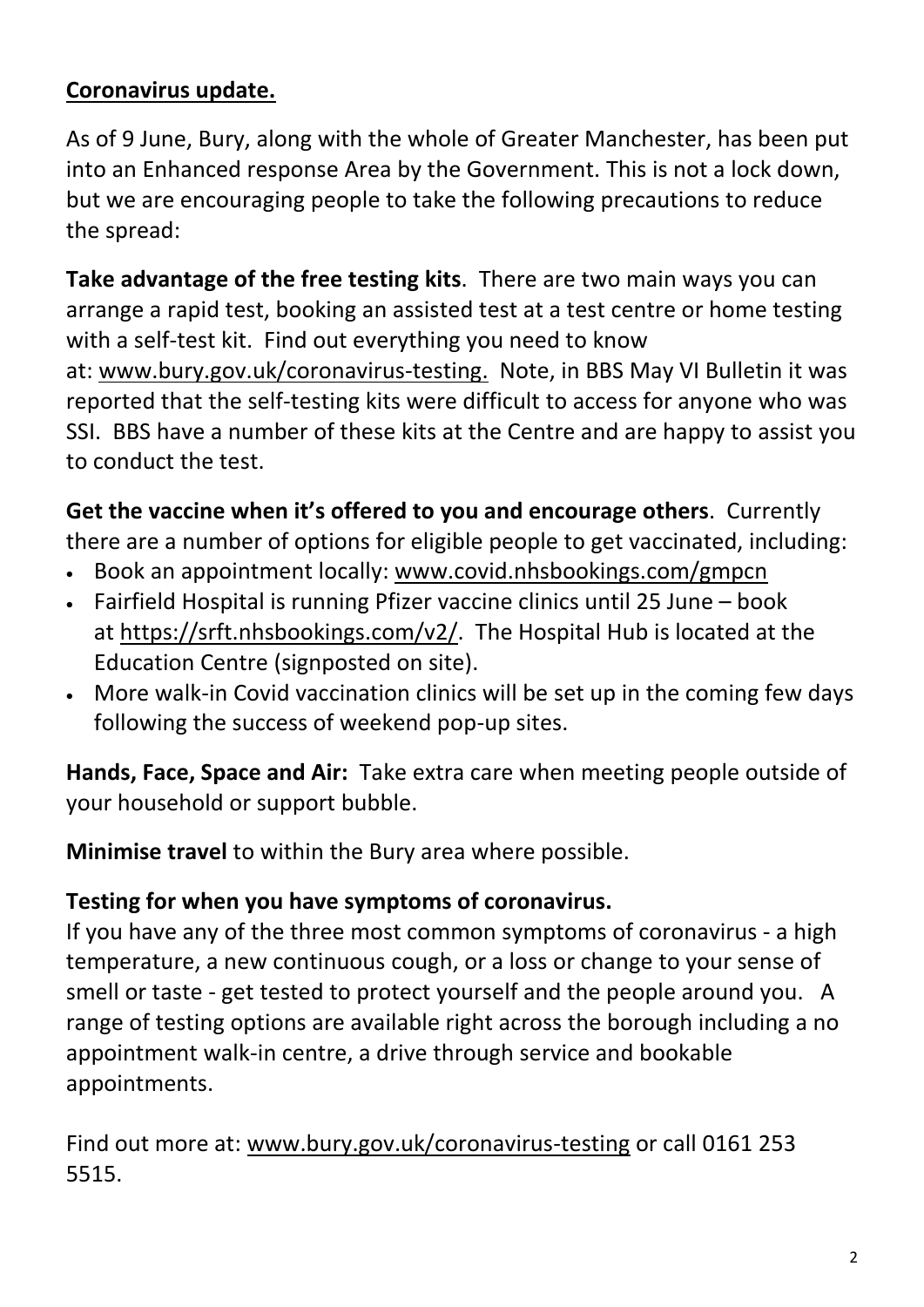## **Coronavirus update.**

As of 9 June, Bury, along with the whole of Greater Manchester, has been put into an Enhanced response Area by the Government. This is not a lock down, but we are encouraging people to take the following precautions to reduce the spread:

**Take advantage of the free testing kits**. There are two main ways you can arrange a rapid test, booking an assisted test at a test centre or home testing with a self-test kit. Find out everything you need to know at: www.bury.gov.uk/coronavirus-testing. Note, in BBS May VI Bulletin it was reported that the self-testing kits were difficult to access for anyone who was SSI. BBS have a number of these kits at the Centre and are happy to assist you to conduct the test.

**Get the vaccine when it's offered to you and encourage others**. Currently there are a number of options for eligible people to get vaccinated, including:

- Book an appointment locally: www.covid.nhsbookings.com/gmpcn
- Fairfield Hospital is running Pfizer vaccine clinics until 25 June – book at https://srft.nhsbookings.com/v2/. The Hospital Hub is located at the Education Centre (signposted on site).
- More walk-in Covid vaccination clinics will be set up in the coming few days following the success of weekend pop-up sites.

**Hands, Face, Space and Air:** Take extra care when meeting people outside of your household or support bubble.

**Minimise travel** to within the Bury area where possible.

### **Testing for when you have symptoms of coronavirus.**

If you have any of the three most common symptoms of coronavirus - a high temperature, a new continuous cough, or a loss or change to your sense of smell or taste - get tested to protect yourself and the people around you. A range of testing options are available right across the borough including a no appointment walk-in centre, a drive through service and bookable appointments.

Find out more at: www.bury.gov.uk/coronavirus-testing or call 0161 253 5515.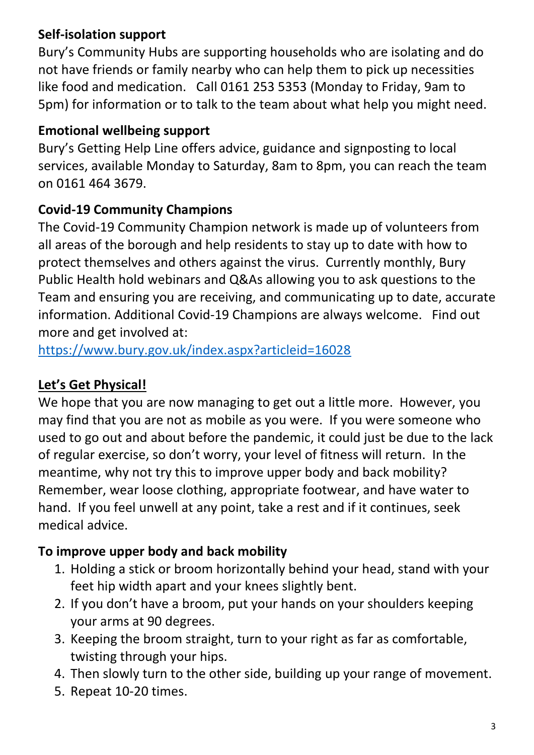**Self-isolation support**

Bury's Community Hubs are supporting households who are isolating and do not have friends or family nearby who can help them to pick up necessities like food and medication. Call 0161 253 5353 (Monday to Friday, 9am to 5pm) for information or to talk to the team about what help you might need.

**Emotional wellbeing support**

Bury's Getting Help Line offers advice, guidance and signposting to local services, available Monday to Saturday, 8am to 8pm, you can reach the team on 0161 464 3679.

**Covid-19 Community Champions**

The Covid-19 Community Champion network is made up of volunteers from all areas of the borough and help residents to stay up to date with how to protect themselves and others against the virus. Currently monthly, Bury Public Health hold webinars and Q&As allowing you to ask questions to the Team and ensuring you are receiving, and communicating up to date, accurate information. Additional Covid-19 Champions are always welcome. Find out more and get involved at:

https://www.bury.gov.uk/index.aspx?articleid=16028

## Let's Get Physical!

We hope that you are now managing to get out a little more. However, you may find that you are not as mobile as you were. If you were someone who used to go out and about before the pandemic, it could just be due to the lack of regular exercise, so don't worry, your level of fitness will return. In the meantime, why not try this to improve upper body and back mobility? Remember, wear loose clothing, appropriate footwear, and have water to hand. If you feel unwell at any point, take a rest and if it continues, seek medical advice.

**To improve upper body and back mobility**

1. Holding a stick or broom horizontally behind your head, stand with your feet hip width apart and your knees slightly bent.
2. If you don't have a broom, put your hands on your shoulders keeping your arms at 90 degrees.
3. Keeping the broom straight, turn to your right as far as comfortable, twisting through your hips.
4. Then slowly turn to the other side, building up your range of movement.
5. Repeat 10-20 times.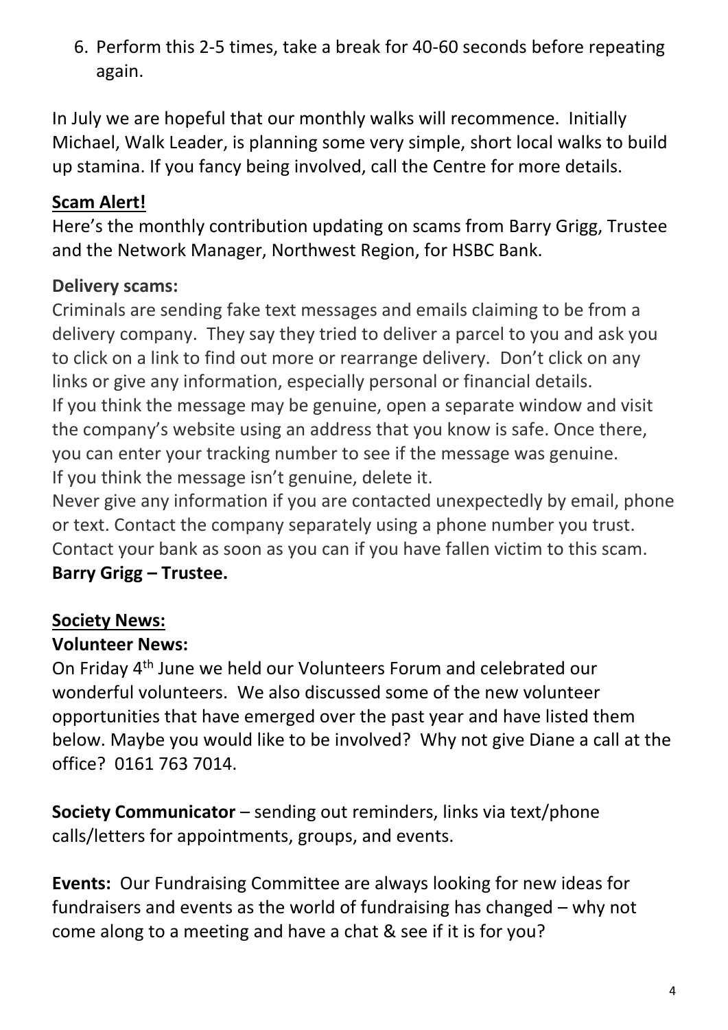6. Perform this 2-5 times, take a break for 40-60 seconds before repeating again.

In July we are hopeful that our monthly walks will recommence. Initially Michael, Walk Leader, is planning some very simple, short local walks to build up stamina. If you fancy being involved, call the Centre for more details.

## Scam Alert!

Here's the monthly contribution updating on scams from Barry Grigg, Trustee and the Network Manager, Northwest Region, for HSBC Bank.

### Delivery scams:

Criminals are sending fake text messages and emails claiming to be from a delivery company. They say they tried to deliver a parcel to you and ask you to click on a link to find out more or rearrange delivery. Don't click on any links or give any information, especially personal or financial details.
If you think the message may be genuine, open a separate window and visit the company's website using an address that you know is safe. Once there, you can enter your tracking number to see if the message was genuine.
If you think the message isn't genuine, delete it.
Never give any information if you are contacted unexpectedly by email, phone or text. Contact the company separately using a phone number you trust.
Contact your bank as soon as you can if you have fallen victim to this scam.
**Barry Grigg – Trustee.**

## Society News:

### Volunteer News:

On Friday 4th June we held our Volunteers Forum and celebrated our wonderful volunteers. We also discussed some of the new volunteer opportunities that have emerged over the past year and have listed them below. Maybe you would like to be involved? Why not give Diane a call at the office? 0161 763 7014.

**Society Communicator** – sending out reminders, links via text/phone calls/letters for appointments, groups, and events.

**Events:** Our Fundraising Committee are always looking for new ideas for fundraisers and events as the world of fundraising has changed – why not come along to a meeting and have a chat & see if it is for you?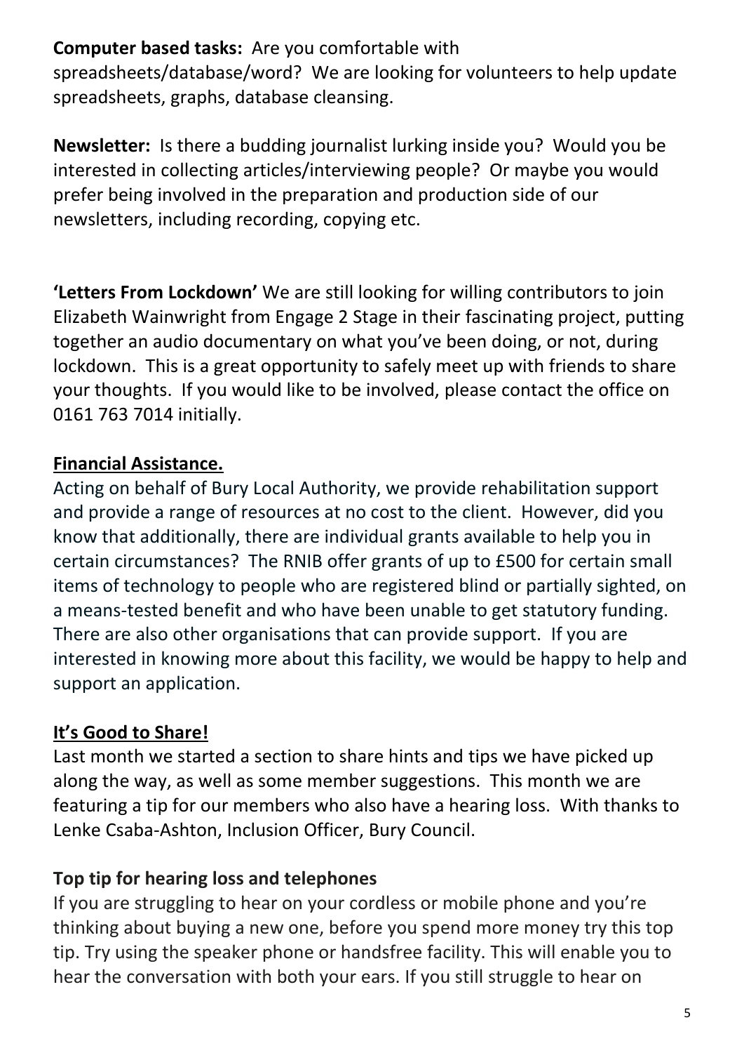**Computer based tasks:** Are you comfortable with spreadsheets/database/word? We are looking for volunteers to help update spreadsheets, graphs, database cleansing.

**Newsletter:** Is there a budding journalist lurking inside you? Would you be interested in collecting articles/interviewing people? Or maybe you would prefer being involved in the preparation and production side of our newsletters, including recording, copying etc.

**'Letters From Lockdown'** We are still looking for willing contributors to join Elizabeth Wainwright from Engage 2 Stage in their fascinating project, putting together an audio documentary on what you've been doing, or not, during lockdown. This is a great opportunity to safely meet up with friends to share your thoughts. If you would like to be involved, please contact the office on 0161 763 7014 initially.

## Financial Assistance.

Acting on behalf of Bury Local Authority, we provide rehabilitation support and provide a range of resources at no cost to the client. However, did you know that additionally, there are individual grants available to help you in certain circumstances? The RNIB offer grants of up to £500 for certain small items of technology to people who are registered blind or partially sighted, on a means-tested benefit and who have been unable to get statutory funding. There are also other organisations that can provide support. If you are interested in knowing more about this facility, we would be happy to help and support an application.

## It's Good to Share!

Last month we started a section to share hints and tips we have picked up along the way, as well as some member suggestions. This month we are featuring a tip for our members who also have a hearing loss. With thanks to Lenke Csaba-Ashton, Inclusion Officer, Bury Council.

### Top tip for hearing loss and telephones

If you are struggling to hear on your cordless or mobile phone and you're thinking about buying a new one, before you spend more money try this top tip. Try using the speaker phone or handsfree facility. This will enable you to hear the conversation with both your ears. If you still struggle to hear on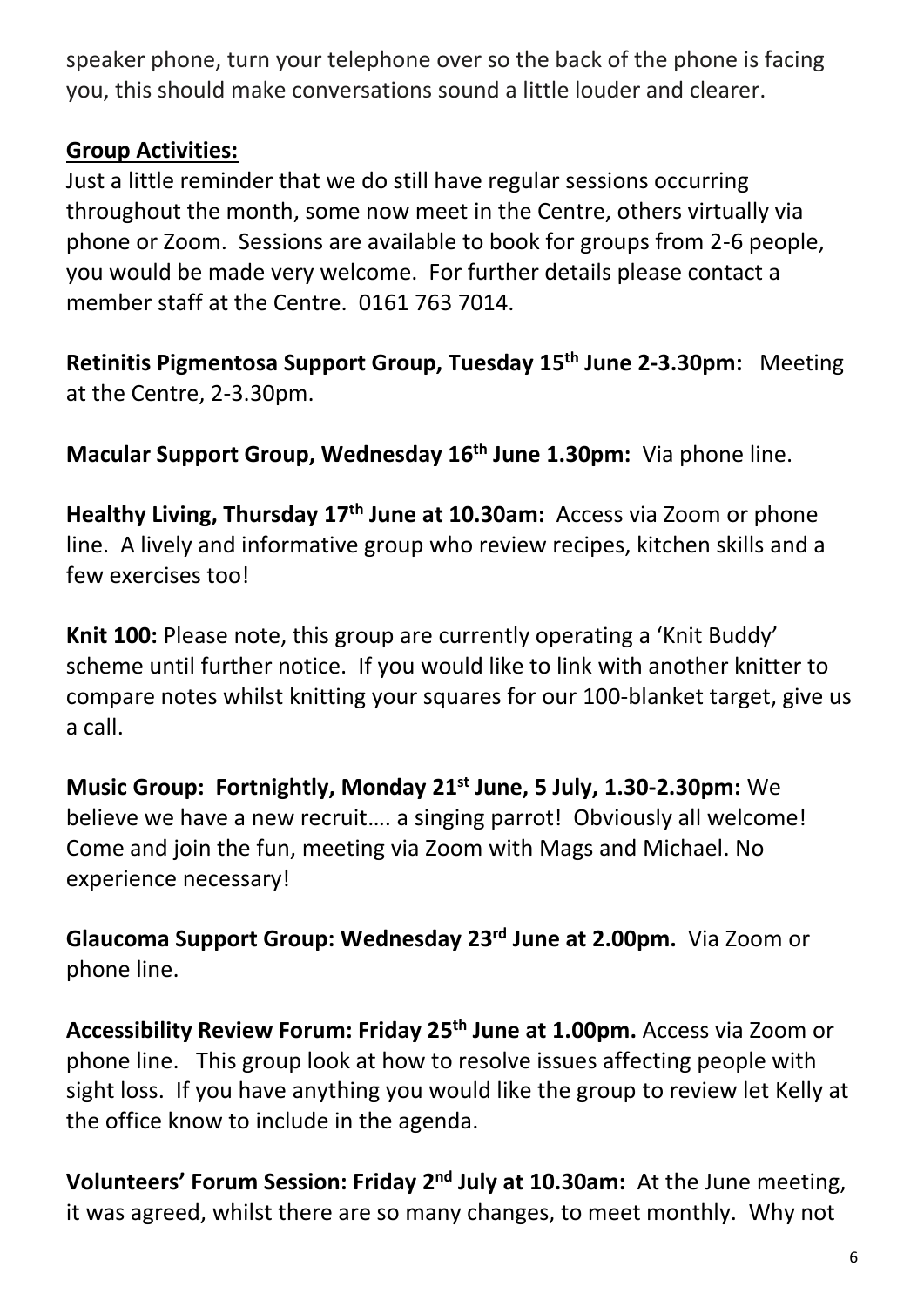speaker phone, turn your telephone over so the back of the phone is facing you, this should make conversations sound a little louder and clearer.

**Group Activities:**

Just a little reminder that we do still have regular sessions occurring throughout the month, some now meet in the Centre, others virtually via phone or Zoom. Sessions are available to book for groups from 2-6 people, you would be made very welcome. For further details please contact a member staff at the Centre. 0161 763 7014.

**Retinitis Pigmentosa Support Group, Tuesday 15th June 2-3.30pm:** Meeting at the Centre, 2-3.30pm.

**Macular Support Group, Wednesday 16th June 1.30pm:** Via phone line.

**Healthy Living, Thursday 17th June at 10.30am:** Access via Zoom or phone line. A lively and informative group who review recipes, kitchen skills and a few exercises too!

**Knit 100:** Please note, this group are currently operating a 'Knit Buddy' scheme until further notice. If you would like to link with another knitter to compare notes whilst knitting your squares for our 100-blanket target, give us a call.

**Music Group: Fortnightly, Monday 21st June, 5 July, 1.30-2.30pm:** We believe we have a new recruit…. a singing parrot! Obviously all welcome! Come and join the fun, meeting via Zoom with Mags and Michael. No experience necessary!

**Glaucoma Support Group: Wednesday 23rd June at 2.00pm.** Via Zoom or phone line.

**Accessibility Review Forum: Friday 25th June at 1.00pm.** Access via Zoom or phone line. This group look at how to resolve issues affecting people with sight loss. If you have anything you would like the group to review let Kelly at the office know to include in the agenda.

**Volunteers' Forum Session: Friday 2nd July at 10.30am:** At the June meeting, it was agreed, whilst there are so many changes, to meet monthly. Why not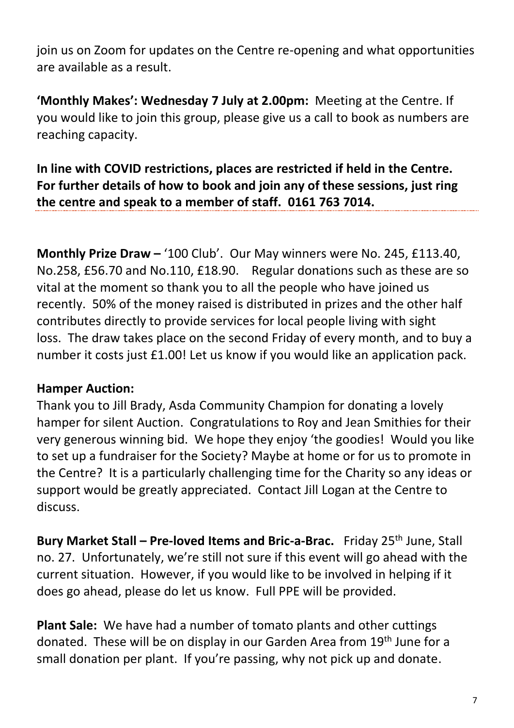join us on Zoom for updates on the Centre re-opening and what opportunities are available as a result.

**'Monthly Makes': Wednesday 7 July at 2.00pm:** Meeting at the Centre. If you would like to join this group, please give us a call to book as numbers are reaching capacity.

**In line with COVID restrictions, places are restricted if held in the Centre. For further details of how to book and join any of these sessions, just ring the centre and speak to a member of staff. 0161 763 7014.**

---

**Monthly Prize Draw –** '100 Club'. Our May winners were No. 245, £113.40, No.258, £56.70 and No.110, £18.90. Regular donations such as these are so vital at the moment so thank you to all the people who have joined us recently. 50% of the money raised is distributed in prizes and the other half contributes directly to provide services for local people living with sight loss. The draw takes place on the second Friday of every month, and to buy a number it costs just £1.00! Let us know if you would like an application pack.

**Hamper Auction:**

Thank you to Jill Brady, Asda Community Champion for donating a lovely hamper for silent Auction. Congratulations to Roy and Jean Smithies for their very generous winning bid. We hope they enjoy 'the goodies! Would you like to set up a fundraiser for the Society? Maybe at home or for us to promote in the Centre? It is a particularly challenging time for the Charity so any ideas or support would be greatly appreciated. Contact Jill Logan at the Centre to discuss.

**Bury Market Stall – Pre-loved Items and Bric-a-Brac.** Friday 25th June, Stall no. 27. Unfortunately, we're still not sure if this event will go ahead with the current situation. However, if you would like to be involved in helping if it does go ahead, please do let us know. Full PPE will be provided.

**Plant Sale:** We have had a number of tomato plants and other cuttings donated. These will be on display in our Garden Area from 19th June for a small donation per plant. If you're passing, why not pick up and donate.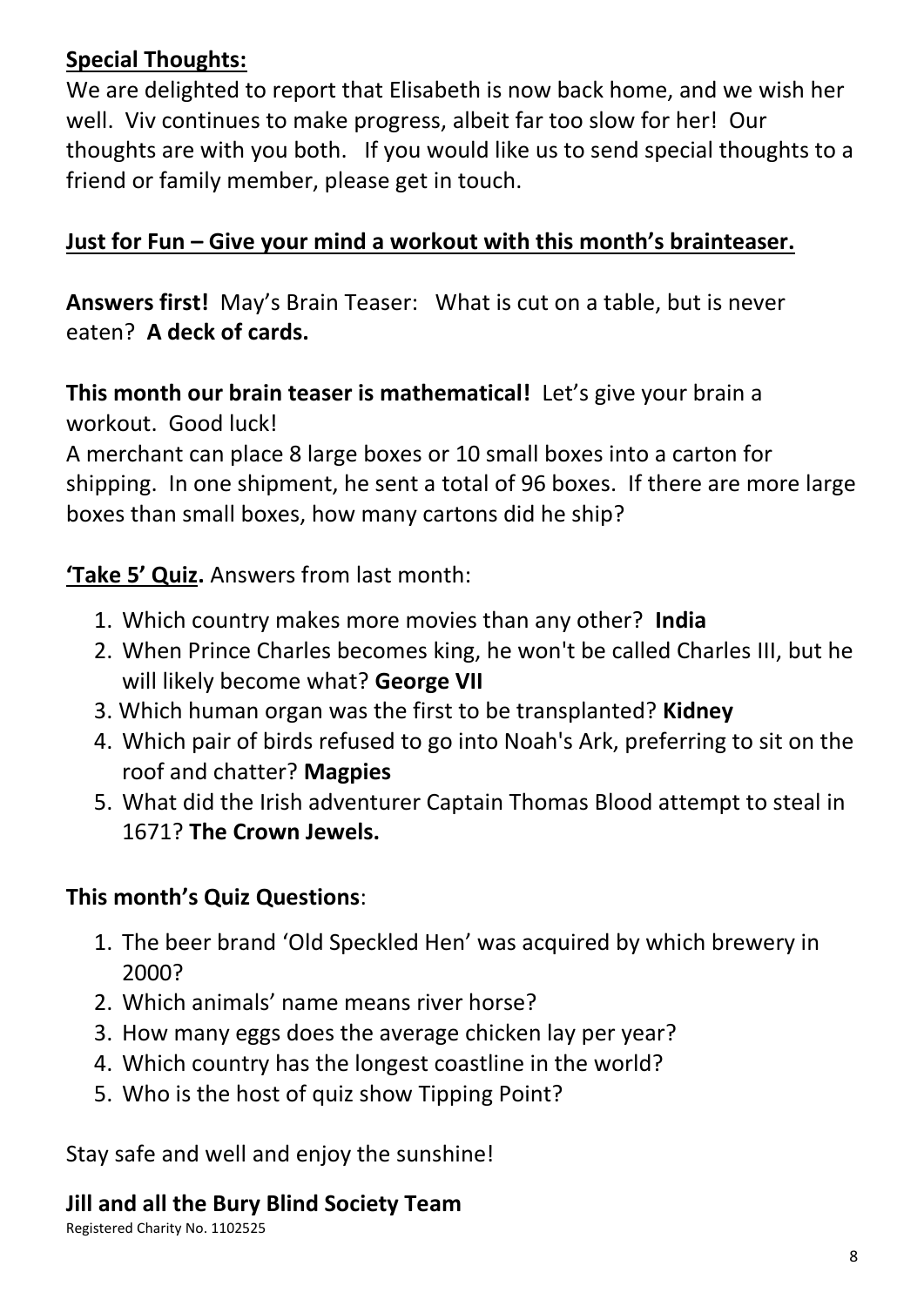**Special Thoughts:**

We are delighted to report that Elisabeth is now back home, and we wish her well. Viv continues to make progress, albeit far too slow for her! Our thoughts are with you both. If you would like us to send special thoughts to a friend or family member, please get in touch.

**Just for Fun – Give your mind a workout with this month's brainteaser.**

**Answers first!** May's Brain Teaser: What is cut on a table, but is never eaten? **A deck of cards.**

**This month our brain teaser is mathematical!** Let's give your brain a workout. Good luck!

A merchant can place 8 large boxes or 10 small boxes into a carton for shipping. In one shipment, he sent a total of 96 boxes. If there are more large boxes than small boxes, how many cartons did he ship?

**'Take 5' Quiz.** Answers from last month:

1. Which country makes more movies than any other? **India**
2. When Prince Charles becomes king, he won't be called Charles III, but he will likely become what? **George VII**
3. Which human organ was the first to be transplanted? **Kidney**
4. Which pair of birds refused to go into Noah's Ark, preferring to sit on the roof and chatter? **Magpies**
5. What did the Irish adventurer Captain Thomas Blood attempt to steal in 1671? **The Crown Jewels.**

**This month's Quiz Questions**:

1. The beer brand 'Old Speckled Hen' was acquired by which brewery in 2000?
2. Which animals' name means river horse?
3. How many eggs does the average chicken lay per year?
4. Which country has the longest coastline in the world?
5. Who is the host of quiz show Tipping Point?

Stay safe and well and enjoy the sunshine!

**Jill and all the Bury Blind Society Team**

Registered Charity No. 1102525